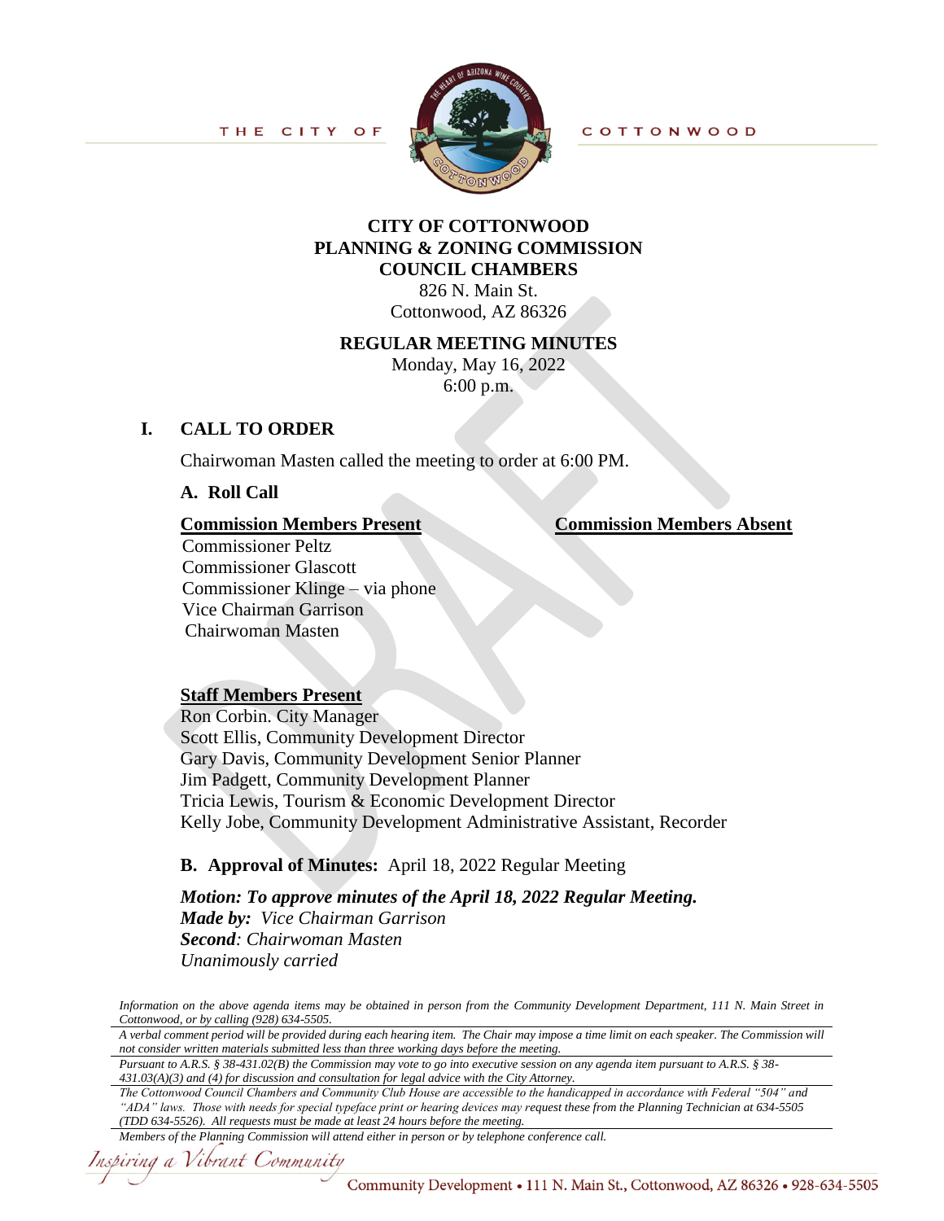THE CITY OF COTTONWOOD

# CITY OF COTTONWOOD
# PLANNING & ZONING COMMISSION
# COUNCIL CHAMBERS

826 N. Main St.
Cottonwood, AZ 86326

## REGULAR MEETING MINUTES

Monday, May 16, 2022
6:00 p.m.

## I. CALL TO ORDER

Chairwoman Masten called the meeting to order at 6:00 PM.

### A. Roll Call

| Commission Members Present | Commission Members Absent |
|---|---|
| Commissioner Peltz | |
| Commissioner Glascott | |
| Commissioner Klinge – via phone | |
| Vice Chairman Garrison | |
| Chairwoman Masten | |

**Staff Members Present**

Ron Corbin. City Manager
Scott Ellis, Community Development Director
Gary Davis, Community Development Senior Planner
Jim Padgett, Community Development Planner
Tricia Lewis, Tourism & Economic Development Director
Kelly Jobe, Community Development Administrative Assistant, Recorder

### B. Approval of Minutes: April 18, 2022 Regular Meeting

***Motion: To approve minutes of the April 18, 2022 Regular Meeting.***
***Made by:*** *Vice Chairman Garrison*
***Second****: Chairwoman Masten*
*Unanimously carried*

*Information on the above agenda items may be obtained in person from the Community Development Department, 111 N. Main Street in Cottonwood, or by calling (928) 634-5505.*

*A verbal comment period will be provided during each hearing item. The Chair may impose a time limit on each speaker. The Commission will not consider written materials submitted less than three working days before the meeting.*

*Pursuant to A.R.S. § 38-431.02(B) the Commission may vote to go into executive session on any agenda item pursuant to A.R.S. § 38-431.03(A)(3) and (4) for discussion and consultation for legal advice with the City Attorney.*

*The Cottonwood Council Chambers and Community Club House are accessible to the handicapped in accordance with Federal "504" and "ADA" laws. Those with needs for special typeface print or hearing devices may request these from the Planning Technician at 634-5505 (TDD 634-5526). All requests must be made at least 24 hours before the meeting.*

*Members of the Planning Commission will attend either in person or by telephone conference call.*

*Inspiring a Vibrant Community*

Community Development • 111 N. Main St., Cottonwood, AZ 86326 • 928-634-5505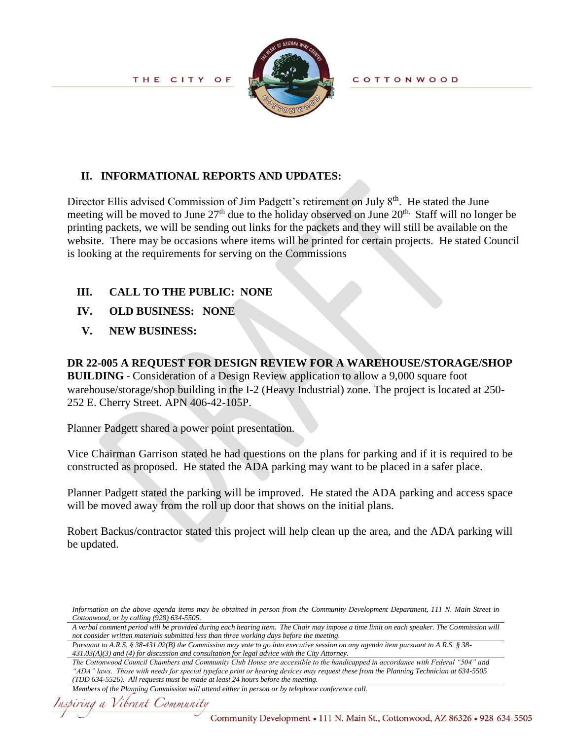## II. INFORMATIONAL REPORTS AND UPDATES:

Director Ellis advised Commission of Jim Padgett's retirement on July 8th. He stated the June meeting will be moved to June 27th due to the holiday observed on June 20th. Staff will no longer be printing packets, we will be sending out links for the packets and they will still be available on the website. There may be occasions where items will be printed for certain projects. He stated Council is looking at the requirements for serving on the Commissions

## III. CALL TO THE PUBLIC: NONE

## IV. OLD BUSINESS: NONE

## V. NEW BUSINESS:

**DR 22-005 A REQUEST FOR DESIGN REVIEW FOR A WAREHOUSE/STORAGE/SHOP BUILDING** - Consideration of a Design Review application to allow a 9,000 square foot warehouse/storage/shop building in the I-2 (Heavy Industrial) zone. The project is located at 250-252 E. Cherry Street. APN 406-42-105P.

Planner Padgett shared a power point presentation.

Vice Chairman Garrison stated he had questions on the plans for parking and if it is required to be constructed as proposed. He stated the ADA parking may want to be placed in a safer place.

Planner Padgett stated the parking will be improved. He stated the ADA parking and access space will be moved away from the roll up door that shows on the initial plans.

Robert Backus/contractor stated this project will help clean up the area, and the ADA parking will be updated.

*Information on the above agenda items may be obtained in person from the Community Development Department, 111 N. Main Street in Cottonwood, or by calling (928) 634-5505.*

*A verbal comment period will be provided during each hearing item. The Chair may impose a time limit on each speaker. The Commission will not consider written materials submitted less than three working days before the meeting.*

*Pursuant to A.R.S. § 38-431.02(B) the Commission may vote to go into executive session on any agenda item pursuant to A.R.S. § 38-431.03(A)(3) and (4) for discussion and consultation for legal advice with the City Attorney.*

*The Cottonwood Council Chambers and Community Club House are accessible to the handicapped in accordance with Federal "504" and "ADA" laws. Those with needs for special typeface print or hearing devices may request these from the Planning Technician at 634-5505 (TDD 634-5526). All requests must be made at least 24 hours before the meeting.*

*Members of the Planning Commission will attend either in person or by telephone conference call.*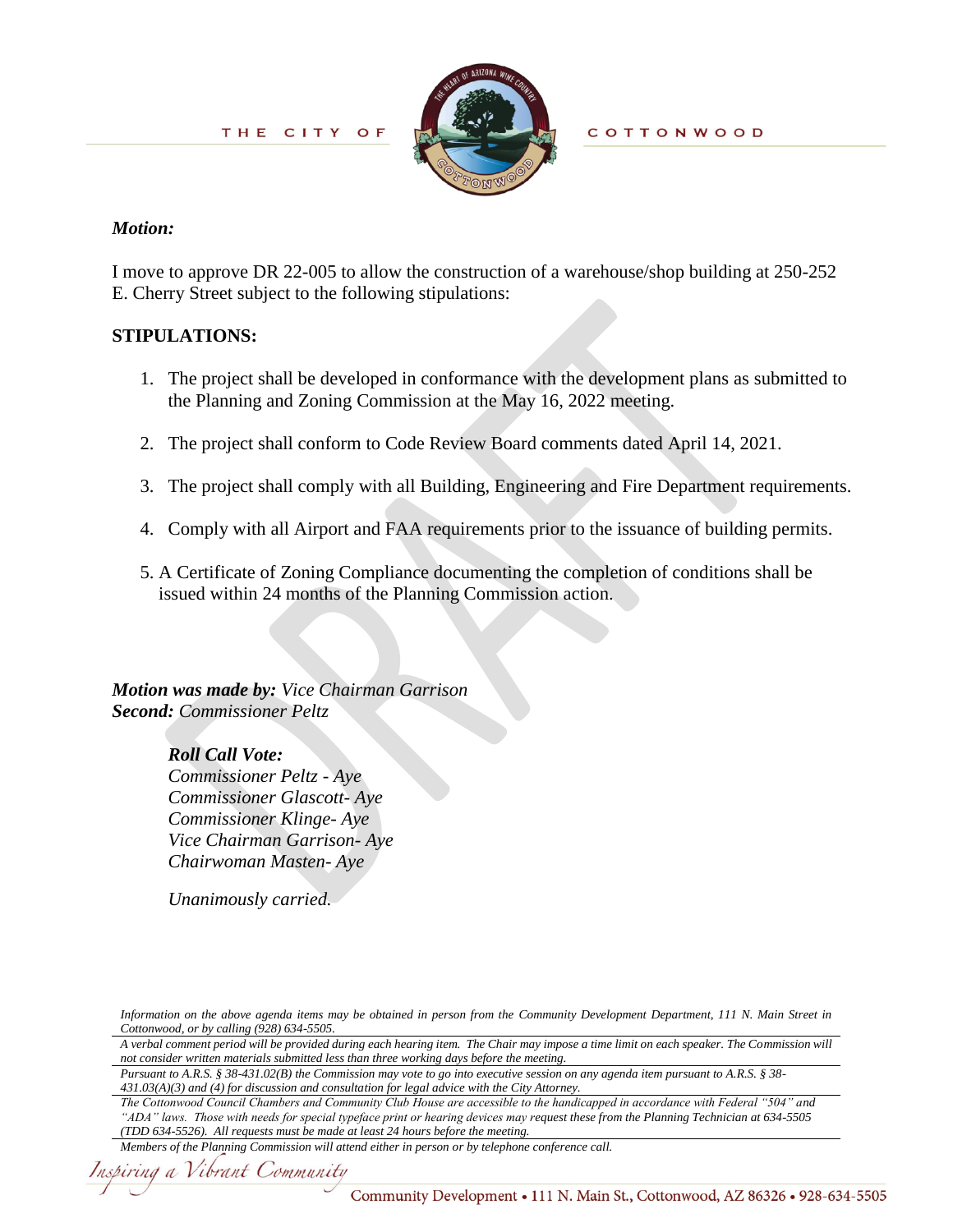*Motion:*

I move to approve DR 22-005 to allow the construction of a warehouse/shop building at 250-252 E. Cherry Street subject to the following stipulations:

**STIPULATIONS:**

1. The project shall be developed in conformance with the development plans as submitted to the Planning and Zoning Commission at the May 16, 2022 meeting.
2. The project shall conform to Code Review Board comments dated April 14, 2021.
3. The project shall comply with all Building, Engineering and Fire Department requirements.
4. Comply with all Airport and FAA requirements prior to the issuance of building permits.
5. A Certificate of Zoning Compliance documenting the completion of conditions shall be issued within 24 months of the Planning Commission action.

***Motion was made by:*** *Vice Chairman Garrison*
***Second:*** *Commissioner Peltz*

***Roll Call Vote:***
*Commissioner Peltz - Aye*
*Commissioner Glascott- Aye*
*Commissioner Klinge- Aye*
*Vice Chairman Garrison- Aye*
*Chairwoman Masten- Aye*

*Unanimously carried.*

*Information on the above agenda items may be obtained in person from the Community Development Department, 111 N. Main Street in Cottonwood, or by calling (928) 634-5505.*

*A verbal comment period will be provided during each hearing item. The Chair may impose a time limit on each speaker. The Commission will not consider written materials submitted less than three working days before the meeting.*

*Pursuant to A.R.S. § 38-431.02(B) the Commission may vote to go into executive session on any agenda item pursuant to A.R.S. § 38-431.03(A)(3) and (4) for discussion and consultation for legal advice with the City Attorney.*

*The Cottonwood Council Chambers and Community Club House are accessible to the handicapped in accordance with Federal "504" and "ADA" laws. Those with needs for special typeface print or hearing devices may request these from the Planning Technician at 634-5505 (TDD 634-5526). All requests must be made at least 24 hours before the meeting.*

*Members of the Planning Commission will attend either in person or by telephone conference call.*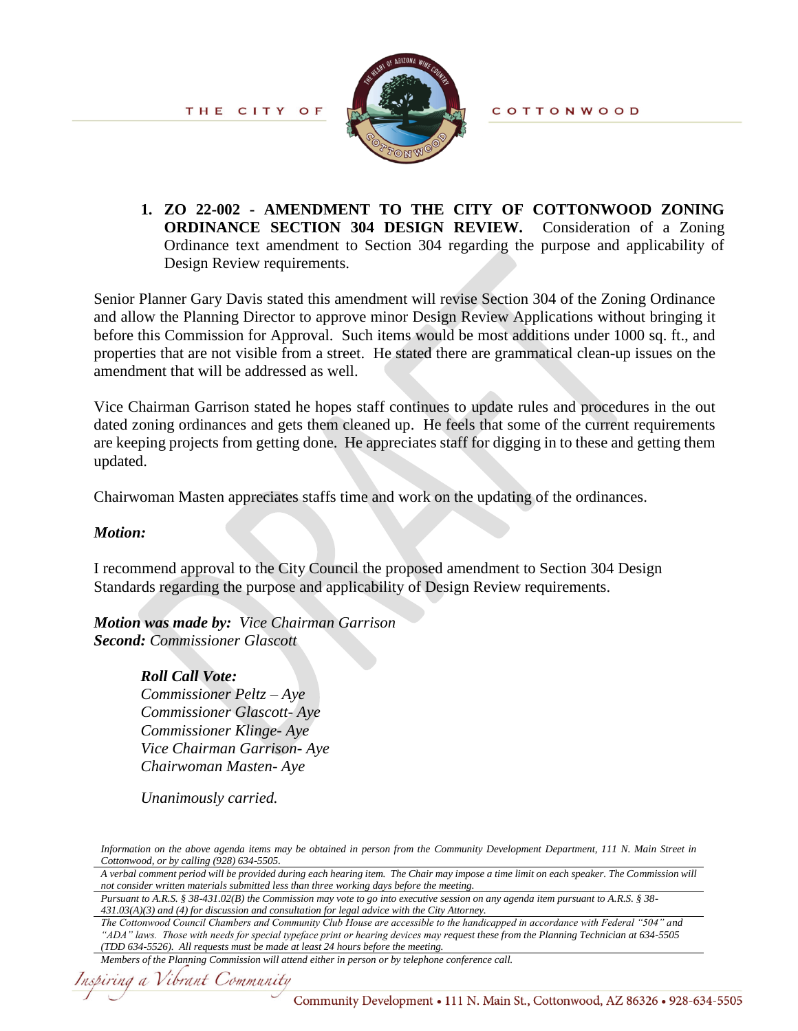1. **ZO 22-002 - AMENDMENT TO THE CITY OF COTTONWOOD ZONING ORDINANCE SECTION 304 DESIGN REVIEW.** Consideration of a Zoning Ordinance text amendment to Section 304 regarding the purpose and applicability of Design Review requirements.

Senior Planner Gary Davis stated this amendment will revise Section 304 of the Zoning Ordinance and allow the Planning Director to approve minor Design Review Applications without bringing it before this Commission for Approval. Such items would be most additions under 1000 sq. ft., and properties that are not visible from a street. He stated there are grammatical clean-up issues on the amendment that will be addressed as well.

Vice Chairman Garrison stated he hopes staff continues to update rules and procedures in the out dated zoning ordinances and gets them cleaned up. He feels that some of the current requirements are keeping projects from getting done. He appreciates staff for digging in to these and getting them updated.

Chairwoman Masten appreciates staffs time and work on the updating of the ordinances.

***Motion:***

I recommend approval to the City Council the proposed amendment to Section 304 Design Standards regarding the purpose and applicability of Design Review requirements.

***Motion was made by:*** *Vice Chairman Garrison*
***Second:*** *Commissioner Glascott*

***Roll Call Vote:***
*Commissioner Peltz – Aye*
*Commissioner Glascott- Aye*
*Commissioner Klinge- Aye*
*Vice Chairman Garrison- Aye*
*Chairwoman Masten- Aye*

*Unanimously carried.*

*Information on the above agenda items may be obtained in person from the Community Development Department, 111 N. Main Street in Cottonwood, or by calling (928) 634-5505.*

*A verbal comment period will be provided during each hearing item. The Chair may impose a time limit on each speaker. The Commission will not consider written materials submitted less than three working days before the meeting.*

*Pursuant to A.R.S. § 38-431.02(B) the Commission may vote to go into executive session on any agenda item pursuant to A.R.S. § 38-431.03(A)(3) and (4) for discussion and consultation for legal advice with the City Attorney.*

*The Cottonwood Council Chambers and Community Club House are accessible to the handicapped in accordance with Federal "504" and "ADA" laws. Those with needs for special typeface print or hearing devices may request these from the Planning Technician at 634-5505 (TDD 634-5526). All requests must be made at least 24 hours before the meeting.*

*Members of the Planning Commission will attend either in person or by telephone conference call.*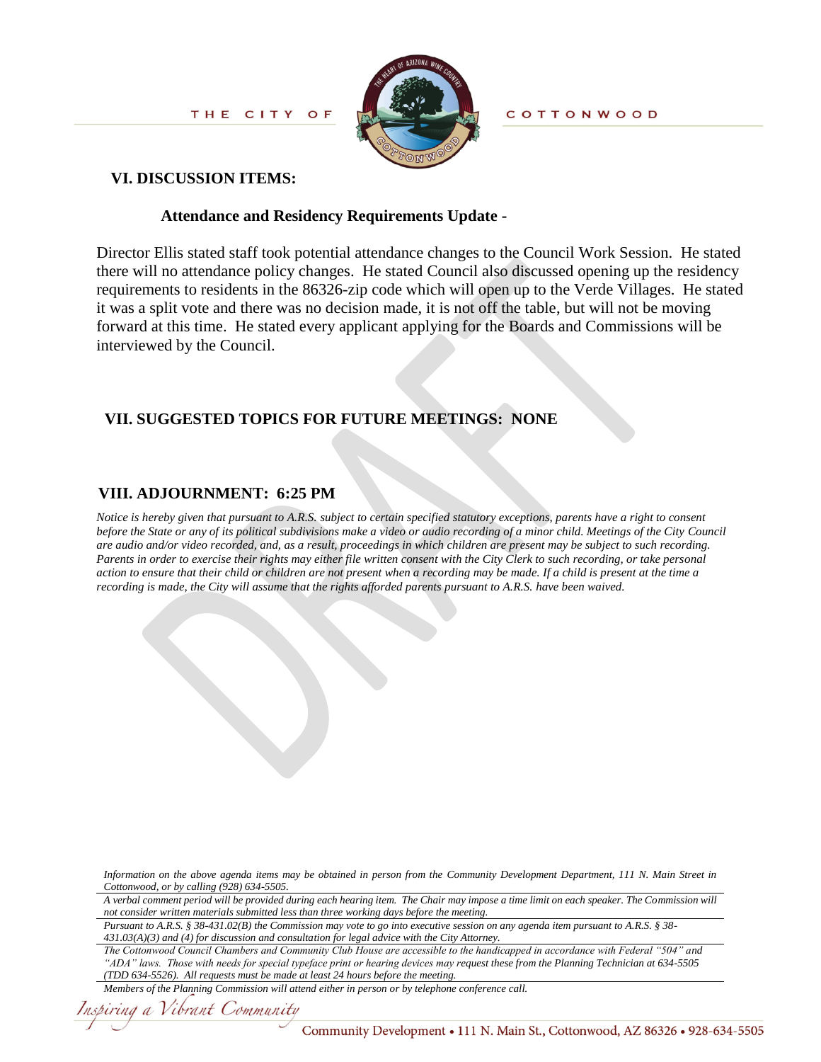## VI. DISCUSSION ITEMS:

### Attendance and Residency Requirements Update -

Director Ellis stated staff took potential attendance changes to the Council Work Session. He stated there will no attendance policy changes. He stated Council also discussed opening up the residency requirements to residents in the 86326-zip code which will open up to the Verde Villages. He stated it was a split vote and there was no decision made, it is not off the table, but will not be moving forward at this time. He stated every applicant applying for the Boards and Commissions will be interviewed by the Council.

## VII. SUGGESTED TOPICS FOR FUTURE MEETINGS: NONE

## VIII. ADJOURNMENT: 6:25 PM

*Notice is hereby given that pursuant to A.R.S. subject to certain specified statutory exceptions, parents have a right to consent before the State or any of its political subdivisions make a video or audio recording of a minor child. Meetings of the City Council are audio and/or video recorded, and, as a result, proceedings in which children are present may be subject to such recording. Parents in order to exercise their rights may either file written consent with the City Clerk to such recording, or take personal action to ensure that their child or children are not present when a recording may be made. If a child is present at the time a recording is made, the City will assume that the rights afforded parents pursuant to A.R.S. have been waived.*

*Information on the above agenda items may be obtained in person from the Community Development Department, 111 N. Main Street in Cottonwood, or by calling (928) 634-5505.*

*A verbal comment period will be provided during each hearing item. The Chair may impose a time limit on each speaker. The Commission will not consider written materials submitted less than three working days before the meeting.*

*Pursuant to A.R.S. § 38-431.02(B) the Commission may vote to go into executive session on any agenda item pursuant to A.R.S. § 38-431.03(A)(3) and (4) for discussion and consultation for legal advice with the City Attorney.*

*The Cottonwood Council Chambers and Community Club House are accessible to the handicapped in accordance with Federal "504" and "ADA" laws. Those with needs for special typeface print or hearing devices may request these from the Planning Technician at 634-5505 (TDD 634-5526). All requests must be made at least 24 hours before the meeting.*

*Members of the Planning Commission will attend either in person or by telephone conference call.*